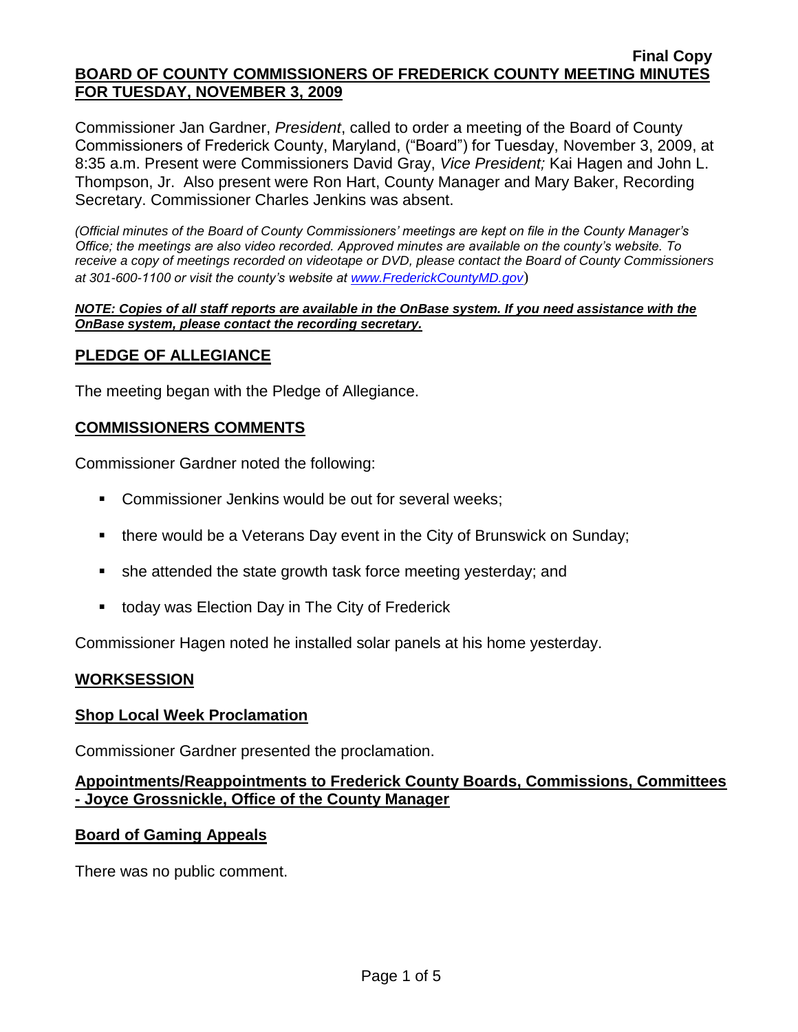**Final Copy**

**BOARD OF COUNTY COMMISSIONERS OF FREDERICK COUNTY MEETING MINUTES FOR TUESDAY, NOVEMBER 3, 2009**

Commissioner Jan Gardner, *President*, called to order a meeting of the Board of County Commissioners of Frederick County, Maryland, ("Board") for Tuesday, November 3, 2009, at 8:35 a.m. Present were Commissioners David Gray, *Vice President;* Kai Hagen and John L. Thompson, Jr. Also present were Ron Hart, County Manager and Mary Baker, Recording Secretary. Commissioner Charles Jenkins was absent.

*(Official minutes of the Board of County Commissioners' meetings are kept on file in the County Manager's Office; the meetings are also video recorded. Approved minutes are available on the county's website. To receive a copy of meetings recorded on videotape or DVD, please contact the Board of County Commissioners at 301-600-1100 or visit the county's website at www.FrederickCountyMD.gov*)

***NOTE: Copies of all staff reports are available in the OnBase system. If you need assistance with the OnBase system, please contact the recording secretary.***

## PLEDGE OF ALLEGIANCE

The meeting began with the Pledge of Allegiance.

## COMMISSIONERS COMMENTS

Commissioner Gardner noted the following:

- Commissioner Jenkins would be out for several weeks;
- there would be a Veterans Day event in the City of Brunswick on Sunday;
- she attended the state growth task force meeting yesterday; and
- today was Election Day in The City of Frederick

Commissioner Hagen noted he installed solar panels at his home yesterday.

## WORKSESSION

### Shop Local Week Proclamation

Commissioner Gardner presented the proclamation.

### Appointments/Reappointments to Frederick County Boards, Commissions, Committees - Joyce Grossnickle, Office of the County Manager

### Board of Gaming Appeals

There was no public comment.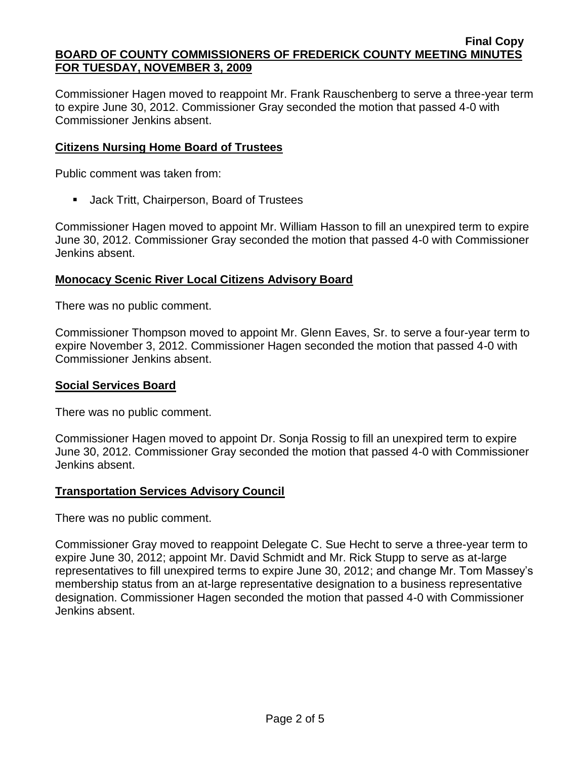Commissioner Hagen moved to reappoint Mr. Frank Rauschenberg to serve a three-year term to expire June 30, 2012. Commissioner Gray seconded the motion that passed 4-0 with Commissioner Jenkins absent.

## Citizens Nursing Home Board of Trustees

Public comment was taken from:

- Jack Tritt, Chairperson, Board of Trustees

Commissioner Hagen moved to appoint Mr. William Hasson to fill an unexpired term to expire June 30, 2012. Commissioner Gray seconded the motion that passed 4-0 with Commissioner Jenkins absent.

## Monocacy Scenic River Local Citizens Advisory Board

There was no public comment.

Commissioner Thompson moved to appoint Mr. Glenn Eaves, Sr. to serve a four-year term to expire November 3, 2012. Commissioner Hagen seconded the motion that passed 4-0 with Commissioner Jenkins absent.

## Social Services Board

There was no public comment.

Commissioner Hagen moved to appoint Dr. Sonja Rossig to fill an unexpired term to expire June 30, 2012. Commissioner Gray seconded the motion that passed 4-0 with Commissioner Jenkins absent.

## Transportation Services Advisory Council

There was no public comment.

Commissioner Gray moved to reappoint Delegate C. Sue Hecht to serve a three-year term to expire June 30, 2012; appoint Mr. David Schmidt and Mr. Rick Stupp to serve as at-large representatives to fill unexpired terms to expire June 30, 2012; and change Mr. Tom Massey's membership status from an at-large representative designation to a business representative designation. Commissioner Hagen seconded the motion that passed 4-0 with Commissioner Jenkins absent.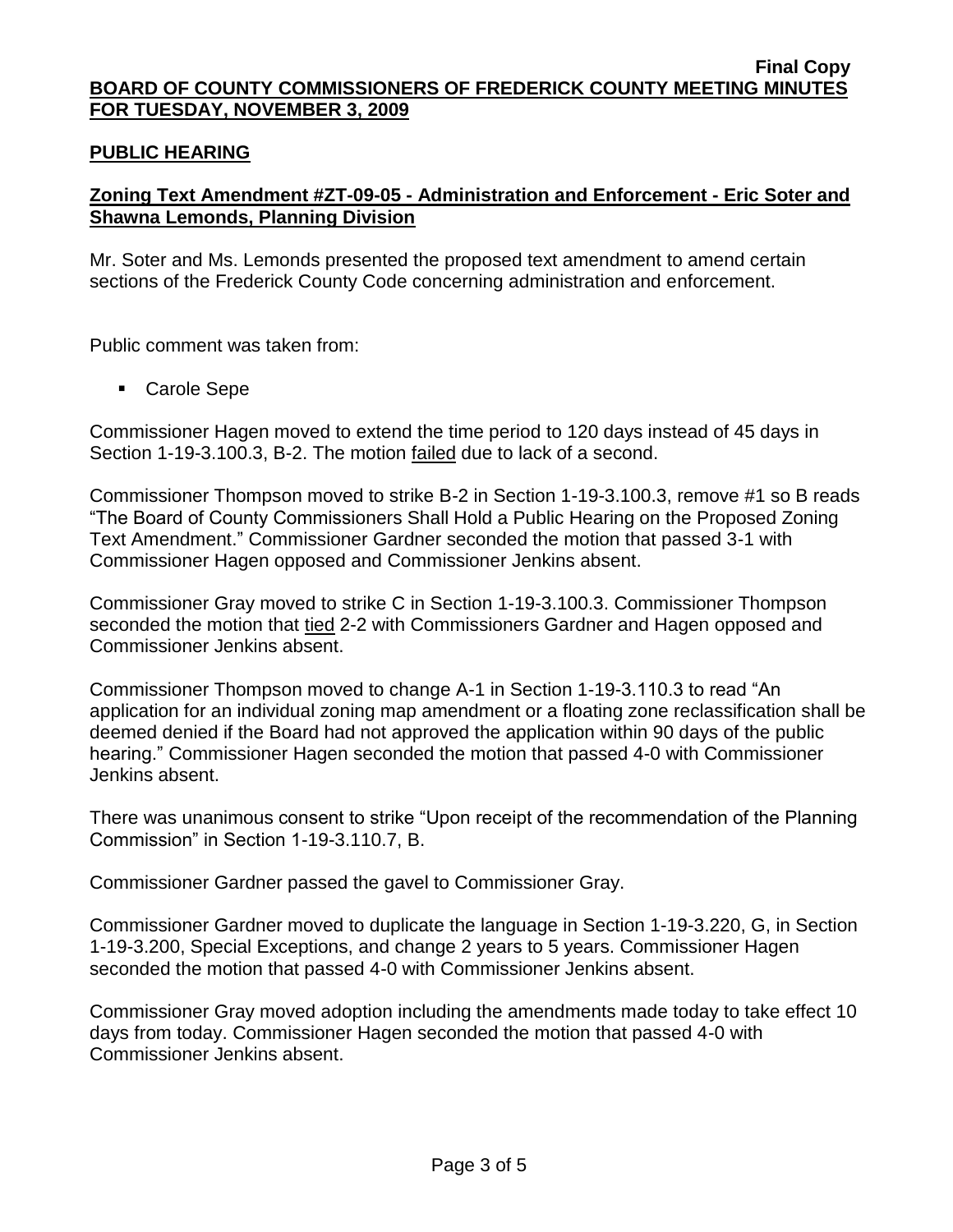Final Copy

**BOARD OF COUNTY COMMISSIONERS OF FREDERICK COUNTY MEETING MINUTES FOR TUESDAY, NOVEMBER 3, 2009**

## PUBLIC HEARING

### Zoning Text Amendment #ZT-09-05 - Administration and Enforcement - Eric Soter and Shawna Lemonds, Planning Division

Mr. Soter and Ms. Lemonds presented the proposed text amendment to amend certain sections of the Frederick County Code concerning administration and enforcement.

Public comment was taken from:

- Carole Sepe

Commissioner Hagen moved to extend the time period to 120 days instead of 45 days in Section 1-19-3.100.3, B-2. The motion failed due to lack of a second.

Commissioner Thompson moved to strike B-2 in Section 1-19-3.100.3, remove #1 so B reads "The Board of County Commissioners Shall Hold a Public Hearing on the Proposed Zoning Text Amendment." Commissioner Gardner seconded the motion that passed 3-1 with Commissioner Hagen opposed and Commissioner Jenkins absent.

Commissioner Gray moved to strike C in Section 1-19-3.100.3. Commissioner Thompson seconded the motion that tied 2-2 with Commissioners Gardner and Hagen opposed and Commissioner Jenkins absent.

Commissioner Thompson moved to change A-1 in Section 1-19-3.110.3 to read "An application for an individual zoning map amendment or a floating zone reclassification shall be deemed denied if the Board had not approved the application within 90 days of the public hearing." Commissioner Hagen seconded the motion that passed 4-0 with Commissioner Jenkins absent.

There was unanimous consent to strike "Upon receipt of the recommendation of the Planning Commission" in Section 1-19-3.110.7, B.

Commissioner Gardner passed the gavel to Commissioner Gray.

Commissioner Gardner moved to duplicate the language in Section 1-19-3.220, G, in Section 1-19-3.200, Special Exceptions, and change 2 years to 5 years. Commissioner Hagen seconded the motion that passed 4-0 with Commissioner Jenkins absent.

Commissioner Gray moved adoption including the amendments made today to take effect 10 days from today. Commissioner Hagen seconded the motion that passed 4-0 with Commissioner Jenkins absent.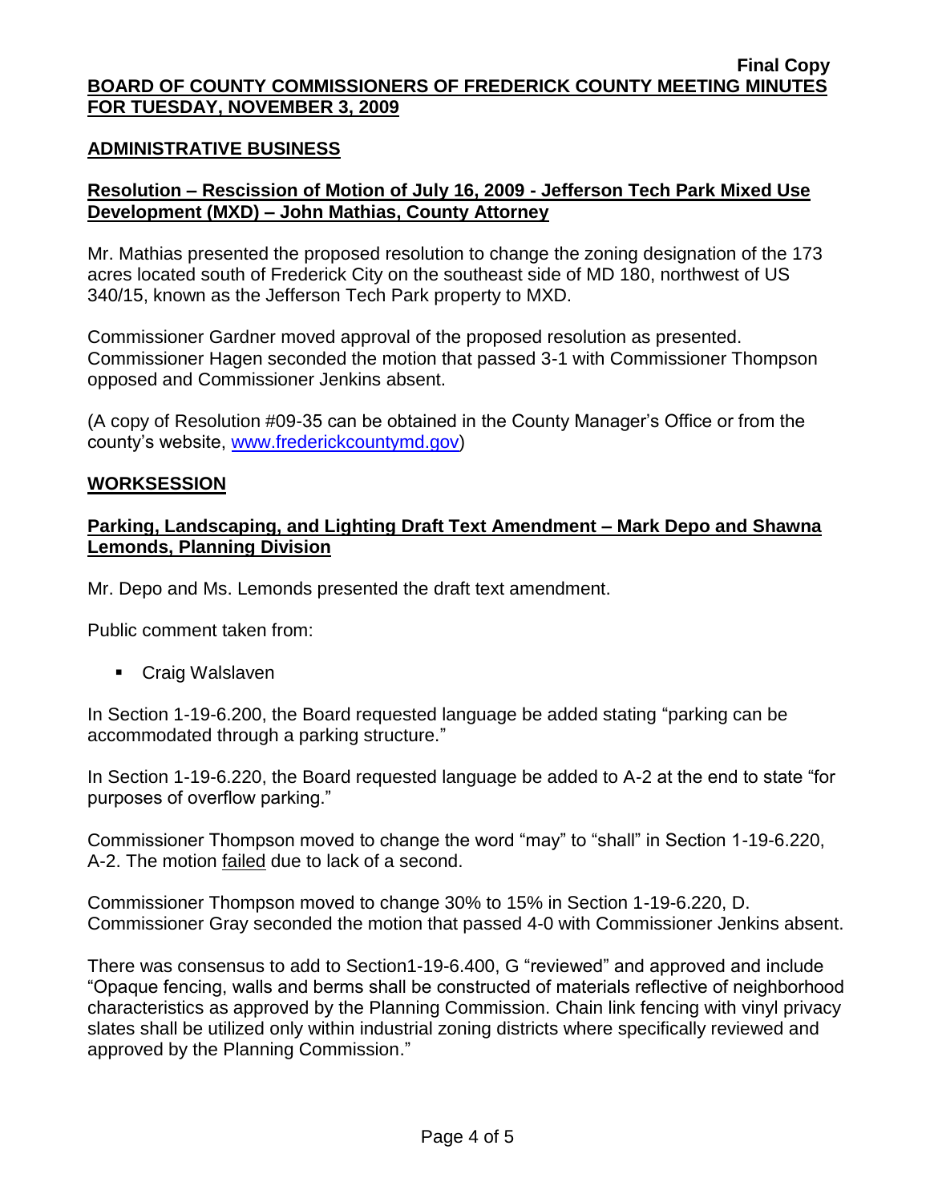**Final Copy**

**BOARD OF COUNTY COMMISSIONERS OF FREDERICK COUNTY MEETING MINUTES FOR TUESDAY, NOVEMBER 3, 2009**

## ADMINISTRATIVE BUSINESS

### Resolution – Rescission of Motion of July 16, 2009 - Jefferson Tech Park Mixed Use Development (MXD) – John Mathias, County Attorney

Mr. Mathias presented the proposed resolution to change the zoning designation of the 173 acres located south of Frederick City on the southeast side of MD 180, northwest of US 340/15, known as the Jefferson Tech Park property to MXD.

Commissioner Gardner moved approval of the proposed resolution as presented. Commissioner Hagen seconded the motion that passed 3-1 with Commissioner Thompson opposed and Commissioner Jenkins absent.

(A copy of Resolution #09-35 can be obtained in the County Manager's Office or from the county's website, [www.frederickcountymd.gov](http://www.frederickcountymd.gov))

## WORKSESSION

### Parking, Landscaping, and Lighting Draft Text Amendment – Mark Depo and Shawna Lemonds, Planning Division

Mr. Depo and Ms. Lemonds presented the draft text amendment.

Public comment taken from:

- Craig Walslaven

In Section 1-19-6.200, the Board requested language be added stating "parking can be accommodated through a parking structure."

In Section 1-19-6.220, the Board requested language be added to A-2 at the end to state "for purposes of overflow parking."

Commissioner Thompson moved to change the word "may" to "shall" in Section 1-19-6.220, A-2. The motion failed due to lack of a second.

Commissioner Thompson moved to change 30% to 15% in Section 1-19-6.220, D. Commissioner Gray seconded the motion that passed 4-0 with Commissioner Jenkins absent.

There was consensus to add to Section1-19-6.400, G "reviewed" and approved and include "Opaque fencing, walls and berms shall be constructed of materials reflective of neighborhood characteristics as approved by the Planning Commission. Chain link fencing with vinyl privacy slates shall be utilized only within industrial zoning districts where specifically reviewed and approved by the Planning Commission."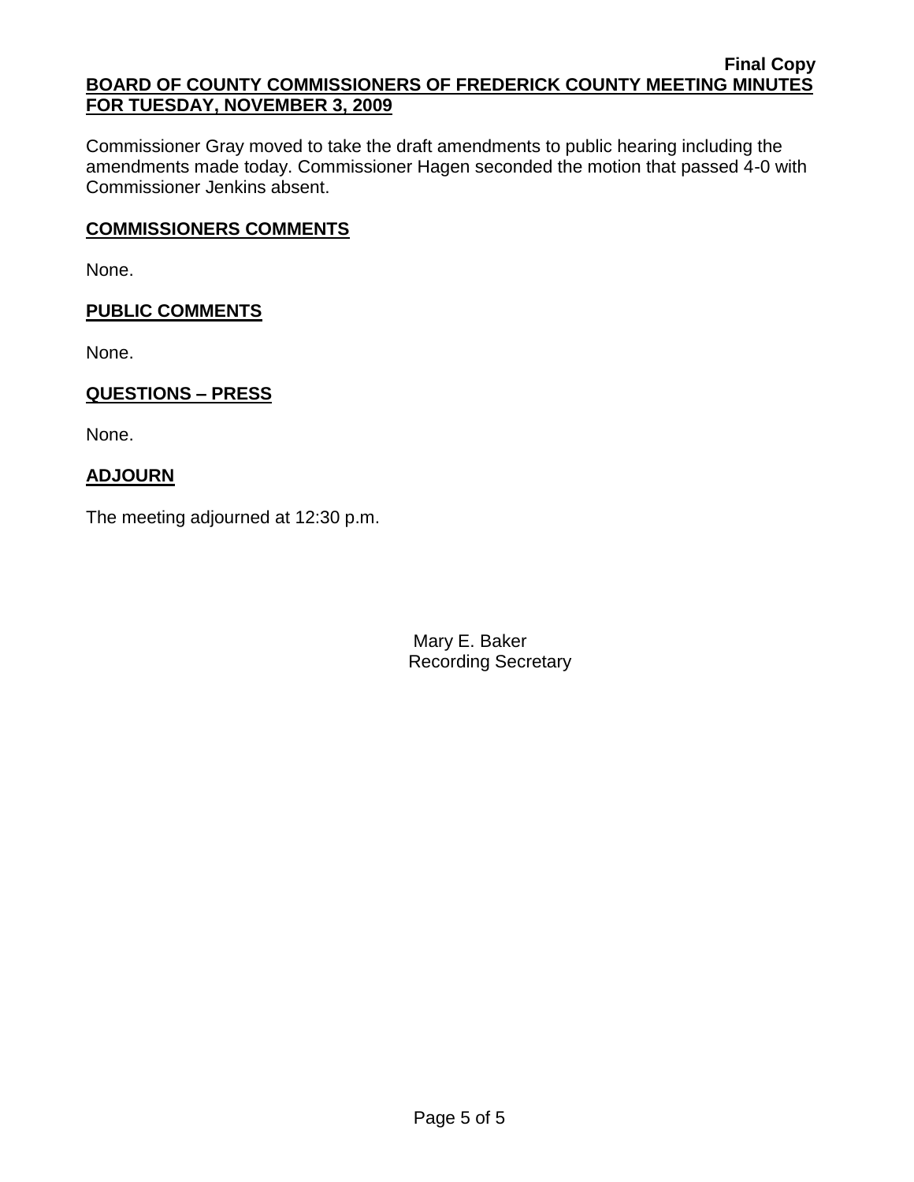Commissioner Gray moved to take the draft amendments to public hearing including the amendments made today. Commissioner Hagen seconded the motion that passed 4-0 with Commissioner Jenkins absent.

## COMMISSIONERS COMMENTS

None.

## PUBLIC COMMENTS

None.

## QUESTIONS – PRESS

None.

## ADJOURN

The meeting adjourned at 12:30 p.m.

Mary E. Baker
Recording Secretary